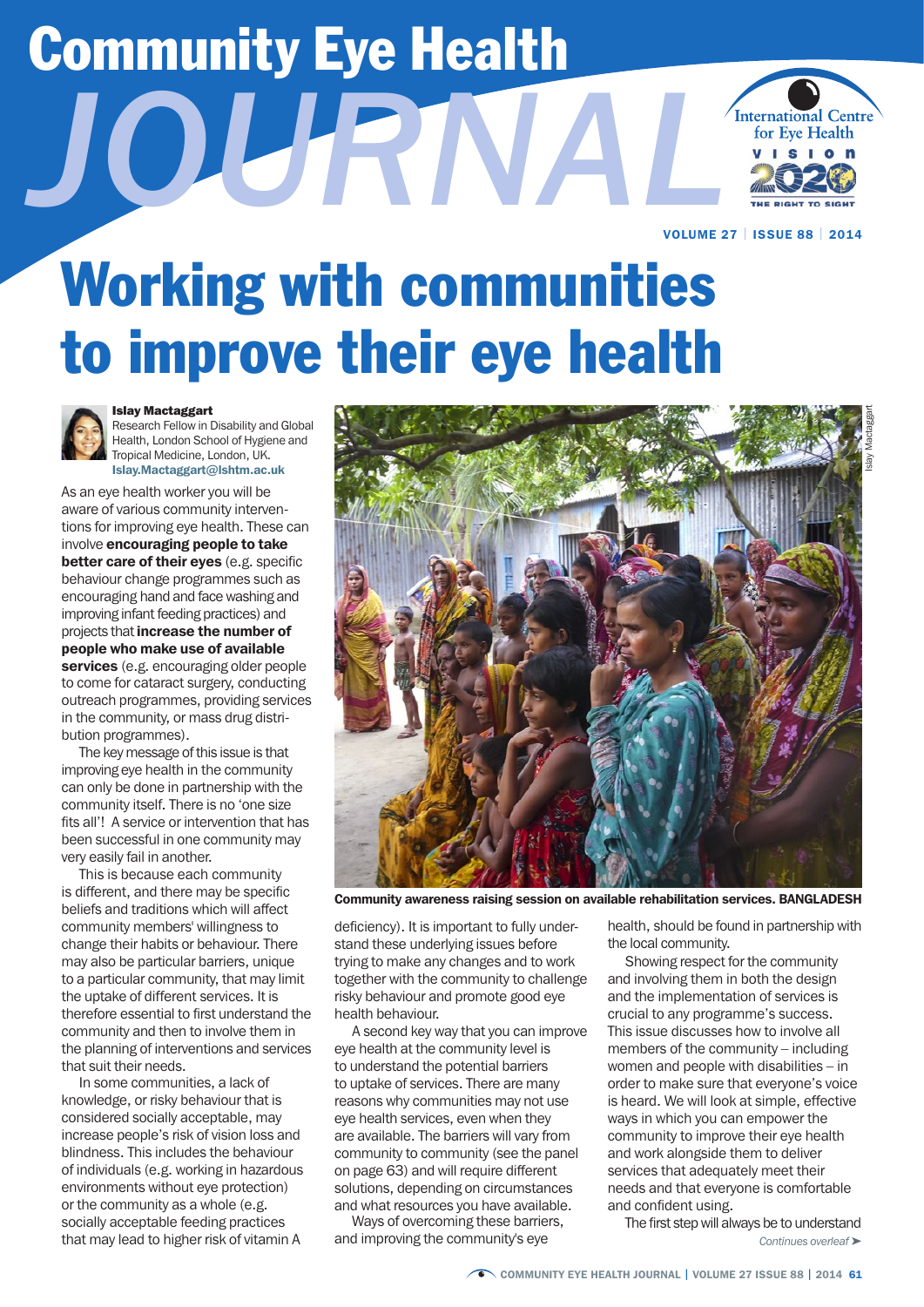# Community Eye Health JOURNAL

# Working with communities to improve their eye health

**Islay Mactaggart**
Research Fellow in Disability and Global Health, London School of Hygiene and Tropical Medicine, London, UK.
**Islay.Mactaggart@lshtm.ac.uk**

As an eye health worker you will be aware of various community interventions for improving eye health. These can involve **encouraging people to take better care of their eyes** (e.g. specific behaviour change programmes such as encouraging hand and face washing and improving infant feeding practices) and projects that **increase the number of people who make use of available services** (e.g. encouraging older people to come for cataract surgery, conducting outreach programmes, providing services in the community, or mass drug distribution programmes).

The key message of this issue is that improving eye health in the community can only be done in partnership with the community itself. There is no 'one size fits all'! A service or intervention that has been successful in one community may very easily fail in another.

This is because each community is different, and there may be specific beliefs and traditions which will affect community members' willingness to change their habits or behaviour. There may also be particular barriers, unique to a particular community, that may limit the uptake of different services. It is therefore essential to first understand the community and then to involve them in the planning of interventions and services that suit their needs.

In some communities, a lack of knowledge, or risky behaviour that is considered socially acceptable, may increase people's risk of vision loss and blindness. This includes the behaviour of individuals (e.g. working in hazardous environments without eye protection) or the community as a whole (e.g. socially acceptable feeding practices that may lead to higher risk of vitamin A deficiency). It is important to fully understand these underlying issues before trying to make any changes and to work together with the community to challenge risky behaviour and promote good eye health behaviour.

Community awareness raising session on available rehabilitation services. BANGLADESH

A second key way that you can improve eye health at the community level is to understand the potential barriers to uptake of services. There are many reasons why communities may not use eye health services, even when they are available. The barriers will vary from community to community (see the panel on page 63) and will require different solutions, depending on circumstances and what resources you have available.

Ways of overcoming these barriers, and improving the community's eye health, should be found in partnership with the local community.

Showing respect for the community and involving them in both the design and the implementation of services is crucial to any programme's success. This issue discusses how to involve all members of the community – including women and people with disabilities – in order to make sure that everyone's voice is heard. We will look at simple, effective ways in which you can empower the community to improve their eye health and work alongside them to deliver services that adequately meet their needs and that everyone is comfortable and confident using.

The first step will always be to understand

*Continues overleaf ➤*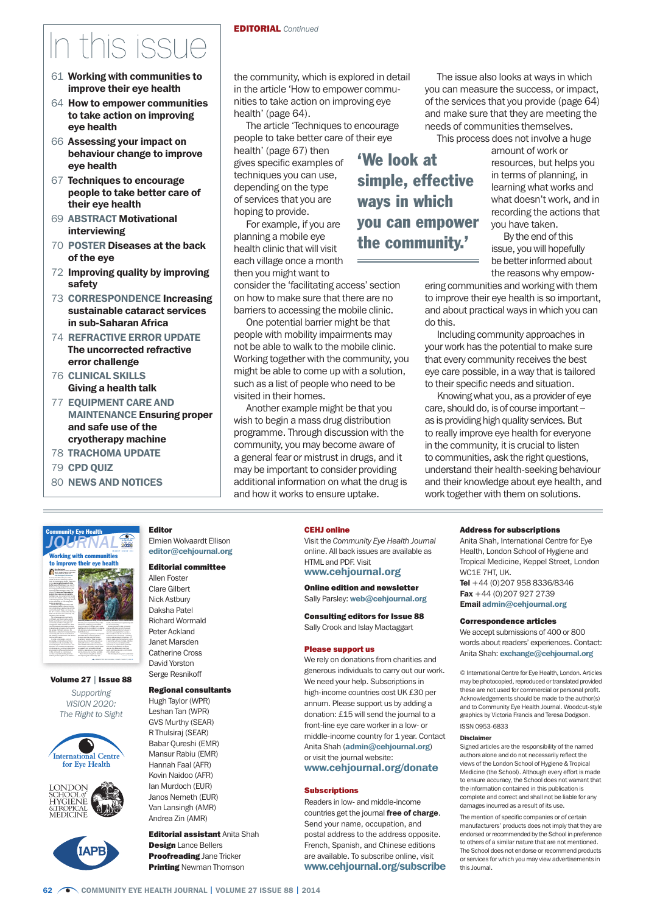# In this issue

61 **Working with communities to improve their eye health**

64 **How to empower communities to take action on improving eye health**

66 **Assessing your impact on behaviour change to improve eye health**

67 **Techniques to encourage people to take better care of their eye health**

69 **ABSTRACT Motivational interviewing**

70 **POSTER Diseases at the back of the eye**

72 **Improving quality by improving safety**

73 **CORRESPONDENCE Increasing sustainable cataract services in sub-Saharan Africa**

74 **REFRACTIVE ERROR UPDATE The uncorrected refractive error challenge**

76 **CLINICAL SKILLS Giving a health talk**

77 **EQUIPMENT CARE AND MAINTENANCE Ensuring proper and safe use of the cryotherapy machine**

78 **TRACHOMA UPDATE**

79 **CPD QUIZ**

80 **NEWS AND NOTICES**

**EDITORIAL** *Continued*

the community, which is explored in detail in the article 'How to empower communities to take action on improving eye health' (page 64).

The article 'Techniques to encourage people to take better care of their eye health' (page 67) then gives specific examples of techniques you can use, depending on the type of services that you are hoping to provide.

For example, if you are planning a mobile eye health clinic that will visit each village once a month then you might want to consider the 'facilitating access' section on how to make sure that there are no barriers to accessing the mobile clinic.

One potential barrier might be that people with mobility impairments may not be able to walk to the mobile clinic. Working together with the community, you might be able to come up with a solution, such as a list of people who need to be visited in their homes.

Another example might be that you wish to begin a mass drug distribution programme. Through discussion with the community, you may become aware of a general fear or mistrust in drugs, and it may be important to consider providing additional information on what the drug is and how it works to ensure uptake.

> **'We look at simple, effective ways in which you can empower the community.'**

The issue also looks at ways in which you can measure the success, or impact, of the services that you provide (page 64) and make sure that they are meeting the needs of communities themselves.

This process does not involve a huge amount of work or resources, but helps you in terms of planning, in learning what works and what doesn't work, and in recording the actions that you have taken.

By the end of this issue, you will hopefully be better informed about the reasons why empowering communities and working with them to improve their eye health is so important, and about practical ways in which you can do this.

Including community approaches in your work has the potential to make sure that every community receives the best eye care possible, in a way that is tailored to their specific needs and situation.

Knowing what you, as a provider of eye care, should do, is of course important – as is providing high quality services. But to really improve eye health for everyone in the community, it is crucial to listen to communities, ask the right questions, understand their health-seeking behaviour and their knowledge about eye health, and work together with them on solutions.

---

**Volume 27 | Issue 88**

*Supporting VISION 2020: The Right to Sight*

**Editor**
Elmien Wolvaardt Ellison
**editor@cehjournal.org**

**Editorial committee**
Allen Foster
Clare Gilbert
Nick Astbury
Daksha Patel
Richard Wormald
Peter Ackland
Janet Marsden
Catherine Cross
David Yorston
Serge Resnikoff

**Regional consultants**
Hugh Taylor (WPR)
Leshan Tan (WPR)
GVS Murthy (SEAR)
R Thulsiraj (SEAR)
Babar Qureshi (EMR)
Mansur Rabiu (EMR)
Hannah Faal (AFR)
Kovin Naidoo (AFR)
Ian Murdoch (EUR)
Janos Nemeth (EUR)
Van Lansingh (AMR)
Andrea Zin (AMR)

**Editorial assistant** Anita Shah
**Design** Lance Bellers
**Proofreading** Jane Tricker
**Printing** Newman Thomson

**CEHJ online**
Visit the *Community Eye Health Journal* online. All back issues are available as HTML and PDF. Visit **www.cehjournal.org**

**Online edition and newsletter**
Sally Parsley: **web@cehjournal.org**

**Consulting editors for Issue 88**
Sally Crook and Islay Mactaggart

**Please support us**
We rely on donations from charities and generous individuals to carry out our work. We need your help. Subscriptions in high-income countries cost UK £30 per annum. Please support us by adding a donation: £15 will send the journal to a front-line eye care worker in a low- or middle-income country for 1 year. Contact Anita Shah (**admin@cehjournal.org**) or visit the journal website: **www.cehjournal.org/donate**

**Subscriptions**
Readers in low- and middle-income countries get the journal **free of charge**. Send your name, occupation, and postal address to the address opposite. French, Spanish, and Chinese editions are available. To subscribe online, visit **www.cehjournal.org/subscribe**

**Address for subscriptions**
Anita Shah, International Centre for Eye Health, London School of Hygiene and Tropical Medicine, Keppel Street, London WC1E 7HT, UK.
**Tel** +44 (0)207 958 8336/8346
**Fax** +44 (0)207 927 2739
**Email admin@cehjournal.org**

**Correspondence articles**
We accept submissions of 400 or 800 words about readers' experiences. Contact: Anita Shah: **exchange@cehjournal.org**

© International Centre for Eye Health, London. Articles may be photocopied, reproduced or translated provided these are not used for commercial or personal profit. Acknowledgements should be made to the author(s) and to Community Eye Health Journal. Woodcut-style graphics by Victoria Francis and Teresa Dodgson.

ISSN 0953-6833

**Disclaimer**
Signed articles are the responsibility of the named authors alone and do not necessarily reflect the views of the London School of Hygiene & Tropical Medicine (the School). Although every effort is made to ensure accuracy, the School does not warrant that the information contained in this publication is complete and correct and shall not be liable for any damages incurred as a result of its use.

The mention of specific companies or of certain manufacturers' products does not imply that they are endorsed or recommended by the School in preference to others of a similar nature that are not mentioned. The School does not endorse or recommend products or services for which you may view advertisements in this Journal.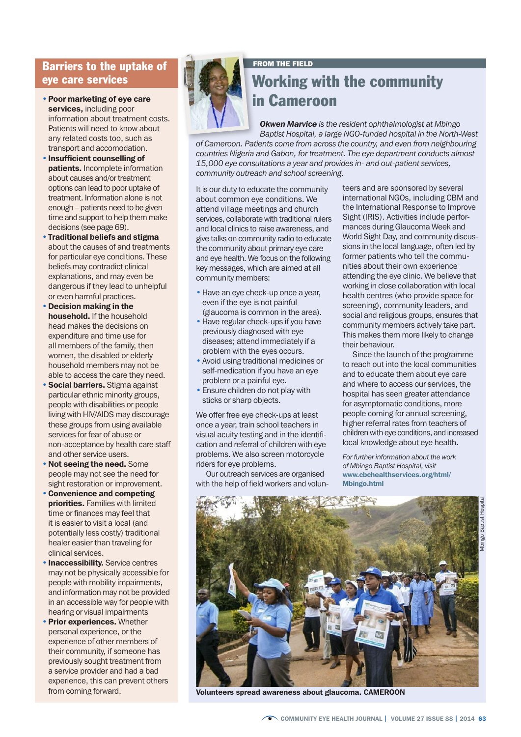## Barriers to the uptake of eye care services

- **Poor marketing of eye care services,** including poor information about treatment costs. Patients will need to know about any related costs too, such as transport and accomodation.
- **Insufficient counselling of patients.** Incomplete information about causes and/or treatment options can lead to poor uptake of treatment. Information alone is not enough – patients need to be given time and support to help them make decisions (see page 69).
- **Traditional beliefs and stigma** about the causes of and treatments for particular eye conditions. These beliefs may contradict clinical explanations, and may even be dangerous if they lead to unhelpful or even harmful practices.
- **Decision making in the household.** If the household head makes the decisions on expenditure and time use for all members of the family, then women, the disabled or elderly household members may not be able to access the care they need.
- **Social barriers.** Stigma against particular ethnic minority groups, people with disabilities or people living with HIV/AIDS may discourage these groups from using available services for fear of abuse or non-acceptance by health care staff and other service users.
- **Not seeing the need.** Some people may not see the need for sight restoration or improvement.
- **Convenience and competing priorities.** Families with limited time or finances may feel that it is easier to visit a local (and potentially less costly) traditional healer easier than traveling for clinical services.
- **Inaccessibility.** Service centres may not be physically accessible for people with mobility impairments, and information may not be provided in an accessible way for people with hearing or visual impairments
- **Prior experiences.** Whether personal experience, or the experience of other members of their community, if someone has previously sought treatment from a service provider and had a bad experience, this can prevent others from coming forward.

FROM THE FIELD

# Working with the community in Cameroon

***Okwen Marvice*** *is the resident ophthalmologist at Mbingo Baptist Hospital, a large NGO-funded hospital in the North-West of Cameroon. Patients come from across the country, and even from neighbouring countries Nigeria and Gabon, for treatment. The eye department conducts almost 15,000 eye consultations a year and provides in- and out-patient services, community outreach and school screening.*

It is our duty to educate the community about common eye conditions. We attend village meetings and church services, collaborate with traditional rulers and local clinics to raise awareness, and give talks on community radio to educate the community about primary eye care and eye health. We focus on the following key messages, which are aimed at all community members:

- Have an eye check-up once a year, even if the eye is not painful (glaucoma is common in the area).
- Have regular check-ups if you have previously diagnosed with eye diseases; attend immediately if a problem with the eyes occurs.
- Avoid using traditional medicines or self-medication if you have an eye problem or a painful eye.
- Ensure children do not play with sticks or sharp objects.

We offer free eye check-ups at least once a year, train school teachers in visual acuity testing and in the identification and referral of children with eye problems. We also screen motorcycle riders for eye problems.

Our outreach services are organised with the help of field workers and volunteers and are sponsored by several international NGOs, including CBM and the International Response to Improve Sight (IRIS). Activities include performances during Glaucoma Week and World Sight Day, and community discussions in the local language, often led by former patients who tell the communities about their own experience attending the eye clinic. We believe that working in close collaboration with local health centres (who provide space for screening), community leaders, and social and religious groups, ensures that community members actively take part. This makes them more likely to change their behaviour.

Since the launch of the programme to reach out into the local communities and to educate them about eye care and where to access our services, the hospital has seen greater attendance for asymptomatic conditions, more people coming for annual screening, higher referral rates from teachers of children with eye conditions, and increased local knowledge about eye health.

*For further information about the work of Mbingo Baptist Hospital, visit* **www.cbchealthservices.org/html/Mbingo.html**

Mbingo Baptist Hospital

**Volunteers spread awareness about glaucoma. CAMEROON**